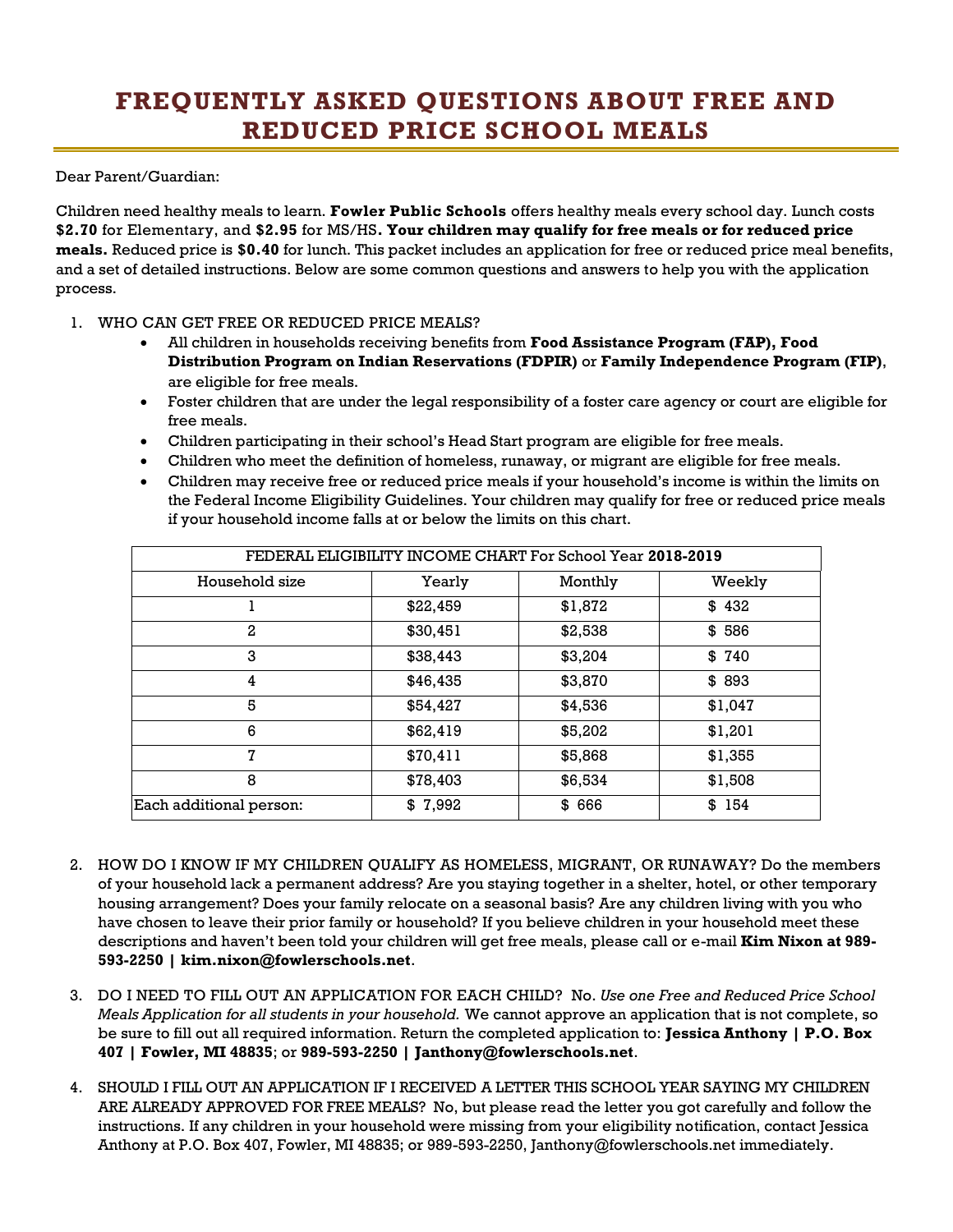# FREQUENTLY ASKED QUESTIONS ABOUT FREE AND REDUCED PRICE SCHOOL MEALS

Dear Parent/Guardian:

Children need healthy meals to learn. **Fowler Public Schools** offers healthy meals every school day. Lunch costs **$2.70** for Elementary, and **$2.95** for MS/HS**. Your children may qualify for free meals or for reduced price meals.** Reduced price is **$0.40** for lunch. This packet includes an application for free or reduced price meal benefits, and a set of detailed instructions. Below are some common questions and answers to help you with the application process.

1. WHO CAN GET FREE OR REDUCED PRICE MEALS?
   - All children in households receiving benefits from **Food Assistance Program (FAP), Food Distribution Program on Indian Reservations (FDPIR)** or **Family Independence Program (FIP)**, are eligible for free meals.
   - Foster children that are under the legal responsibility of a foster care agency or court are eligible for free meals.
   - Children participating in their school's Head Start program are eligible for free meals.
   - Children who meet the definition of homeless, runaway, or migrant are eligible for free meals.
   - Children may receive free or reduced price meals if your household's income is within the limits on the Federal Income Eligibility Guidelines. Your children may qualify for free or reduced price meals if your household income falls at or below the limits on this chart.

| FEDERAL ELIGIBILITY INCOME CHART For School Year **2018-2019** | | | |
|---|---|---|---|
| Household size | Yearly | Monthly | Weekly |
| 1 | $22,459 | $1,872 | $ 432 |
| 2 | $30,451 | $2,538 | $ 586 |
| 3 | $38,443 | $3,204 | $ 740 |
| 4 | $46,435 | $3,870 | $ 893 |
| 5 | $54,427 | $4,536 | $1,047 |
| 6 | $62,419 | $5,202 | $1,201 |
| 7 | $70,411 | $5,868 | $1,355 |
| 8 | $78,403 | $6,534 | $1,508 |
| Each additional person: | $ 7,992 | $ 666 | $ 154 |

2. HOW DO I KNOW IF MY CHILDREN QUALIFY AS HOMELESS, MIGRANT, OR RUNAWAY? Do the members of your household lack a permanent address? Are you staying together in a shelter, hotel, or other temporary housing arrangement? Does your family relocate on a seasonal basis? Are any children living with you who have chosen to leave their prior family or household? If you believe children in your household meet these descriptions and haven't been told your children will get free meals, please call or e-mail **Kim Nixon at 989-593-2250 | kim.nixon@fowlerschools.net**.

3. DO I NEED TO FILL OUT AN APPLICATION FOR EACH CHILD? No. *Use one Free and Reduced Price School Meals Application for all students in your household.* We cannot approve an application that is not complete, so be sure to fill out all required information. Return the completed application to: **Jessica Anthony | P.O. Box 407 | Fowler, MI 48835**; or **989-593-2250 | Janthony@fowlerschools.net**.

4. SHOULD I FILL OUT AN APPLICATION IF I RECEIVED A LETTER THIS SCHOOL YEAR SAYING MY CHILDREN ARE ALREADY APPROVED FOR FREE MEALS? No, but please read the letter you got carefully and follow the instructions. If any children in your household were missing from your eligibility notification, contact Jessica Anthony at P.O. Box 407, Fowler, MI 48835; or 989-593-2250, Janthony@fowlerschools.net immediately.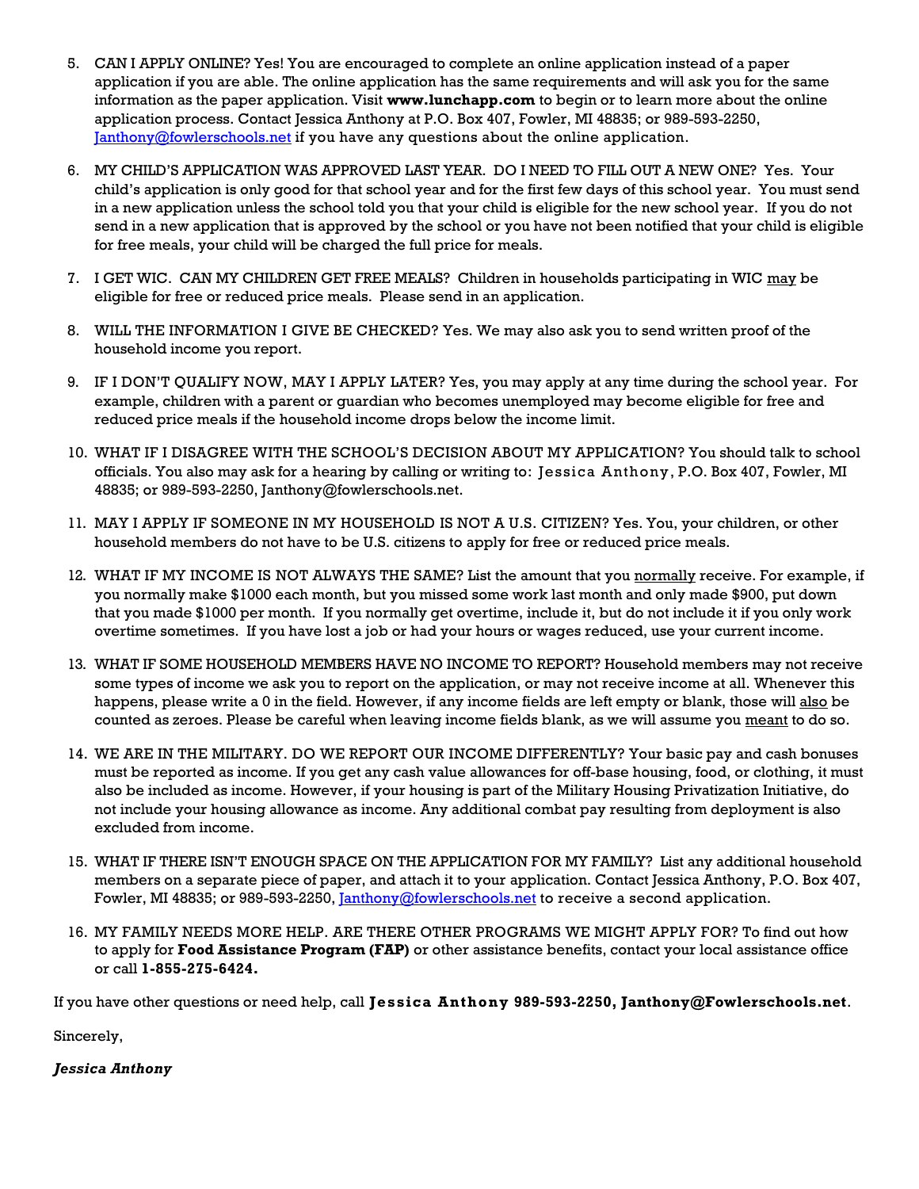5. CAN I APPLY ONLINE? Yes! You are encouraged to complete an online application instead of a paper application if you are able. The online application has the same requirements and will ask you for the same information as the paper application. Visit **www.lunchapp.com** to begin or to learn more about the online application process. Contact Jessica Anthony at P.O. Box 407, Fowler, MI 48835; or 989-593-2250, Janthony@fowlerschools.net if you have any questions about the online application.

6. MY CHILD'S APPLICATION WAS APPROVED LAST YEAR. DO I NEED TO FILL OUT A NEW ONE? Yes. Your child's application is only good for that school year and for the first few days of this school year. You must send in a new application unless the school told you that your child is eligible for the new school year. If you do not send in a new application that is approved by the school or you have not been notified that your child is eligible for free meals, your child will be charged the full price for meals.

7. I GET WIC. CAN MY CHILDREN GET FREE MEALS? Children in households participating in WIC may be eligible for free or reduced price meals. Please send in an application.

8. WILL THE INFORMATION I GIVE BE CHECKED? Yes. We may also ask you to send written proof of the household income you report.

9. IF I DON'T QUALIFY NOW, MAY I APPLY LATER? Yes, you may apply at any time during the school year. For example, children with a parent or guardian who becomes unemployed may become eligible for free and reduced price meals if the household income drops below the income limit.

10. WHAT IF I DISAGREE WITH THE SCHOOL'S DECISION ABOUT MY APPLICATION? You should talk to school officials. You also may ask for a hearing by calling or writing to: Jessica Anthony, P.O. Box 407, Fowler, MI 48835; or 989-593-2250, Janthony@fowlerschools.net.

11. MAY I APPLY IF SOMEONE IN MY HOUSEHOLD IS NOT A U.S. CITIZEN? Yes. You, your children, or other household members do not have to be U.S. citizens to apply for free or reduced price meals.

12. WHAT IF MY INCOME IS NOT ALWAYS THE SAME? List the amount that you normally receive. For example, if you normally make $1000 each month, but you missed some work last month and only made $900, put down that you made $1000 per month. If you normally get overtime, include it, but do not include it if you only work overtime sometimes. If you have lost a job or had your hours or wages reduced, use your current income.

13. WHAT IF SOME HOUSEHOLD MEMBERS HAVE NO INCOME TO REPORT? Household members may not receive some types of income we ask you to report on the application, or may not receive income at all. Whenever this happens, please write a 0 in the field. However, if any income fields are left empty or blank, those will also be counted as zeroes. Please be careful when leaving income fields blank, as we will assume you meant to do so.

14. WE ARE IN THE MILITARY. DO WE REPORT OUR INCOME DIFFERENTLY? Your basic pay and cash bonuses must be reported as income. If you get any cash value allowances for off-base housing, food, or clothing, it must also be included as income. However, if your housing is part of the Military Housing Privatization Initiative, do not include your housing allowance as income. Any additional combat pay resulting from deployment is also excluded from income.

15. WHAT IF THERE ISN'T ENOUGH SPACE ON THE APPLICATION FOR MY FAMILY? List any additional household members on a separate piece of paper, and attach it to your application. Contact Jessica Anthony, P.O. Box 407, Fowler, MI 48835; or 989-593-2250, Janthony@fowlerschools.net to receive a second application.

16. MY FAMILY NEEDS MORE HELP. ARE THERE OTHER PROGRAMS WE MIGHT APPLY FOR? To find out how to apply for **Food Assistance Program (FAP)** or other assistance benefits, contact your local assistance office or call **1-855-275-6424.**

If you have other questions or need help, call **Jessica Anthony 989-593-2250, Janthony@Fowlerschools.net**.

Sincerely,

***Jessica Anthony***